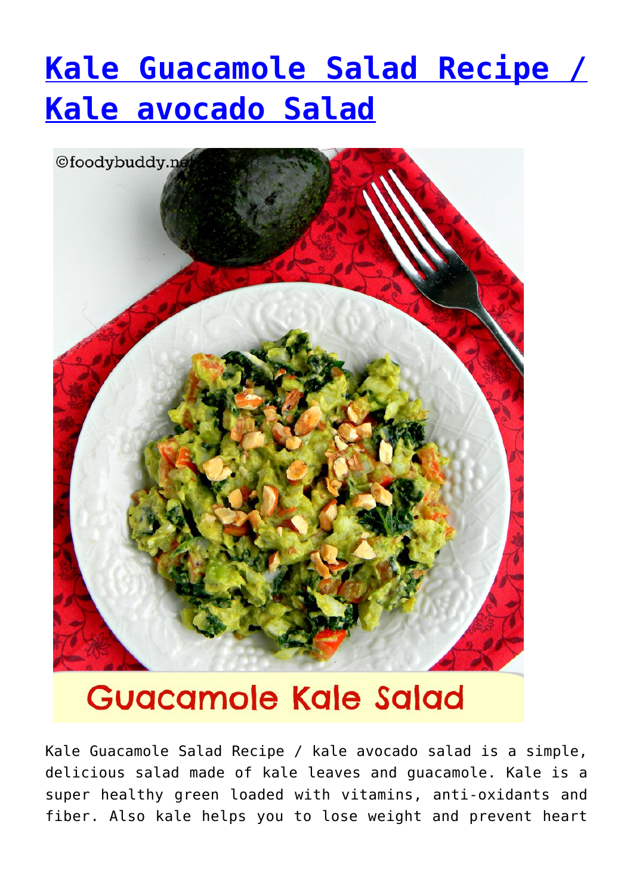# [Kale Guacamole Salad Recipe / Kale avocado Salad]()

Kale Guacamole Salad Recipe / kale avocado salad is a simple, delicious salad made of kale leaves and guacamole. Kale is a super healthy green loaded with vitamins, anti-oxidants and fiber. Also kale helps you to lose weight and prevent heart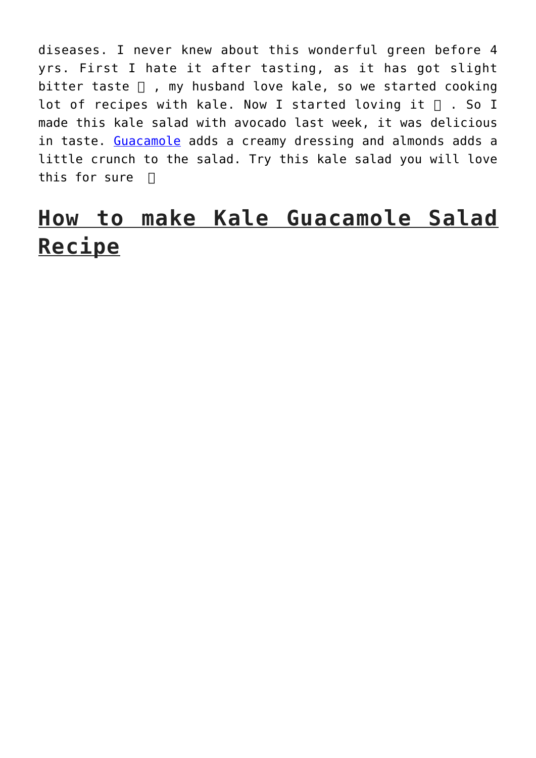diseases. I never knew about this wonderful green before 4 yrs. First I hate it after tasting, as it has got slight bitter taste  , my husband love kale, so we started cooking lot of recipes with kale. Now I started loving it  . So I made this kale salad with avocado last week, it was delicious in taste. Guacamole adds a creamy dressing and almonds adds a little crunch to the salad. Try this kale salad you will love this for sure 

## How to make Kale Guacamole Salad Recipe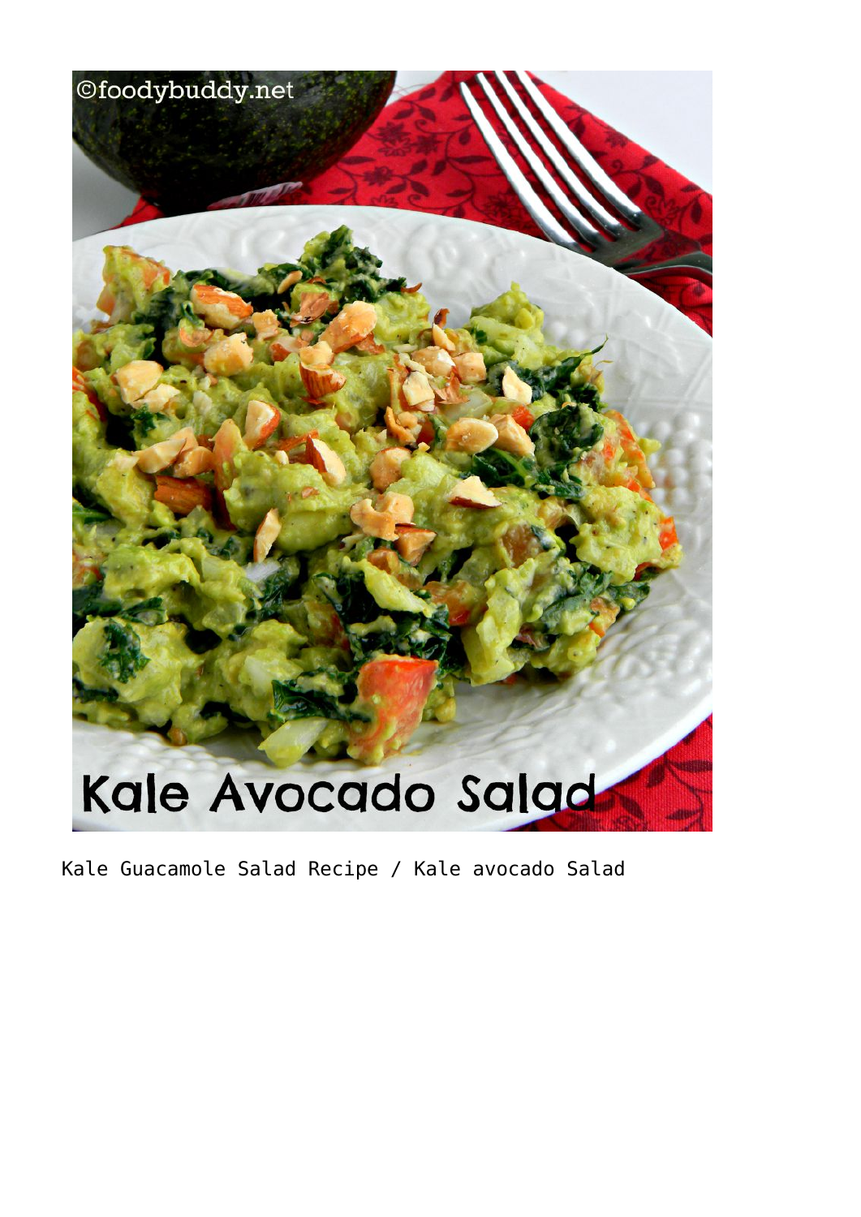Kale Guacamole Salad Recipe / Kale avocado Salad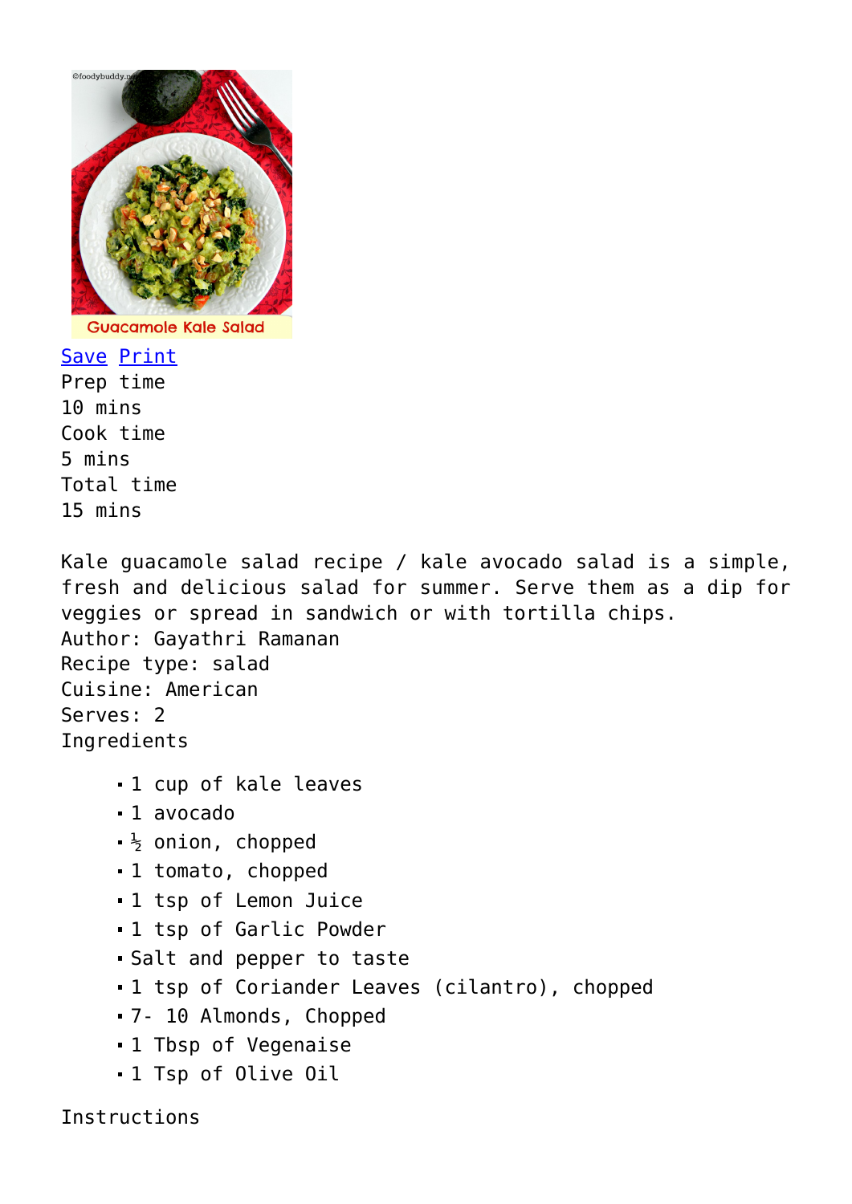Save Print

Prep time
10 mins
Cook time
5 mins
Total time
15 mins

Kale guacamole salad recipe / kale avocado salad is a simple, fresh and delicious salad for summer. Serve them as a dip for veggies or spread in sandwich or with tortilla chips.

Author: Gayathri Ramanan
Recipe type: salad
Cuisine: American
Serves: 2

Ingredients

- 1 cup of kale leaves
- 1 avocado
- ½ onion, chopped
- 1 tomato, chopped
- 1 tsp of Lemon Juice
- 1 tsp of Garlic Powder
- Salt and pepper to taste
- 1 tsp of Coriander Leaves (cilantro), chopped
- 7- 10 Almonds, Chopped
- 1 Tbsp of Vegenaise
- 1 Tsp of Olive Oil

Instructions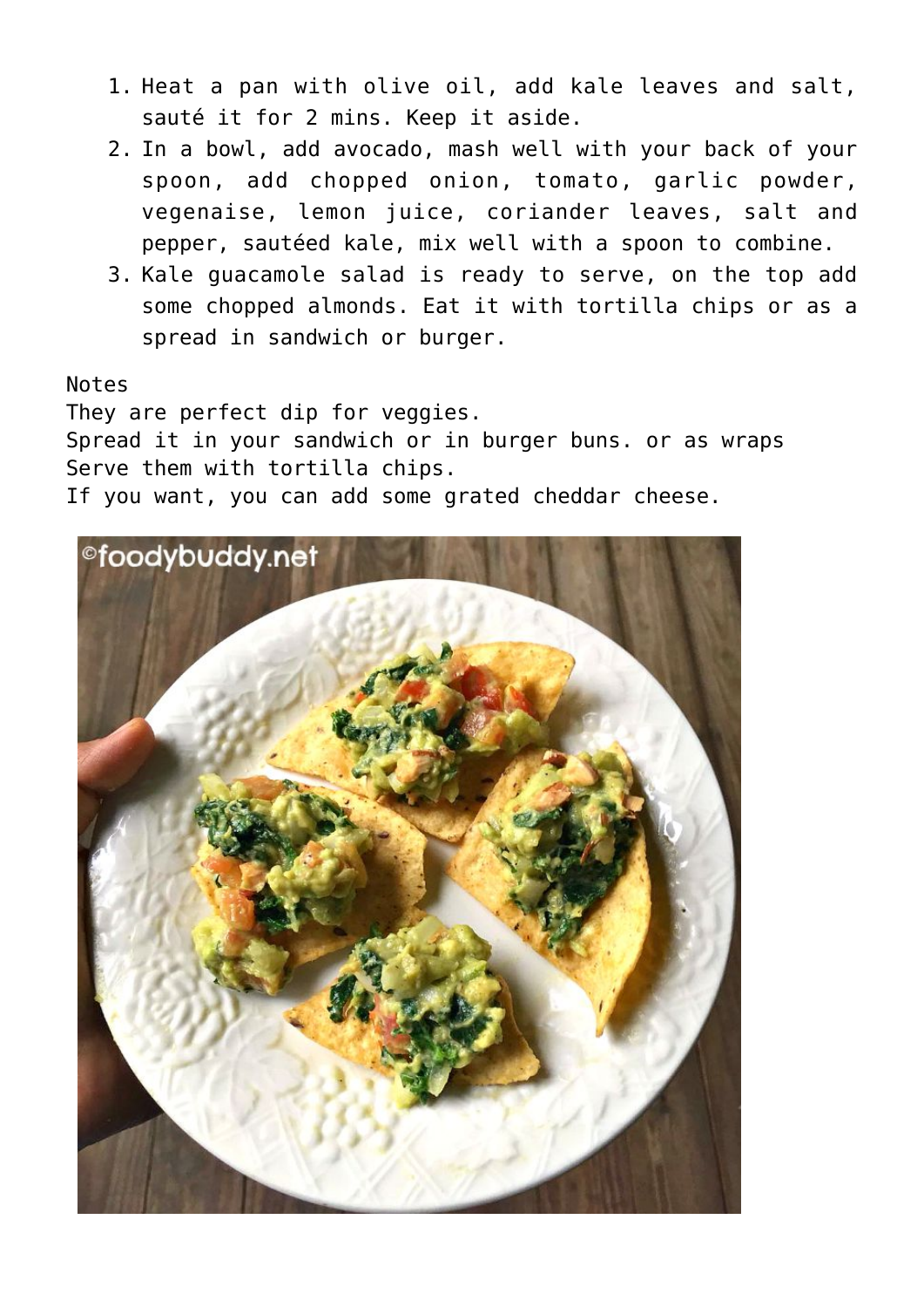1. Heat a pan with olive oil, add kale leaves and salt, sauté it for 2 mins. Keep it aside.
2. In a bowl, add avocado, mash well with your back of your spoon, add chopped onion, tomato, garlic powder, vegenaise, lemon juice, coriander leaves, salt and pepper, sautéed kale, mix well with a spoon to combine.
3. Kale guacamole salad is ready to serve, on the top add some chopped almonds. Eat it with tortilla chips or as a spread in sandwich or burger.

Notes

They are perfect dip for veggies.
Spread it in your sandwich or in burger buns. or as wraps
Serve them with tortilla chips.
If you want, you can add some grated cheddar cheese.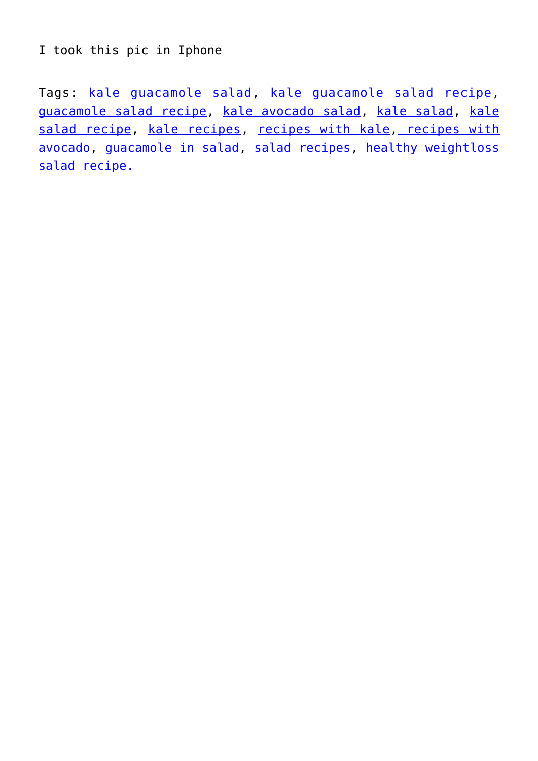I took this pic in Iphone

Tags: kale guacamole salad, kale guacamole salad recipe, guacamole salad recipe, kale avocado salad, kale salad, kale salad recipe, kale recipes, recipes with kale, recipes with avocado, guacamole in salad, salad recipes, healthy weightloss salad recipe.